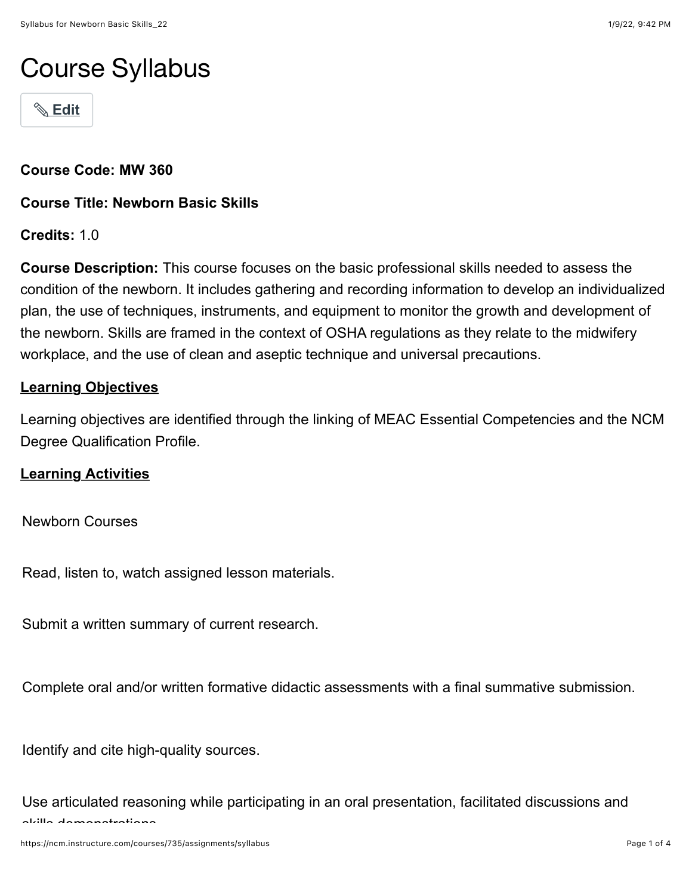# Course Syllabus

✎ Edit

**Course Code: MW 360**

**Course Title: Newborn Basic Skills**

**Credits:** 1.0

**Course Description:** This course focuses on the basic professional skills needed to assess the condition of the newborn. It includes gathering and recording information to develop an individualized plan, the use of techniques, instruments, and equipment to monitor the growth and development of the newborn. Skills are framed in the context of OSHA regulations as they relate to the midwifery workplace, and the use of clean and aseptic technique and universal precautions.

**Learning Objectives**

Learning objectives are identified through the linking of MEAC Essential Competencies and the NCM Degree Qualification Profile.

**Learning Activities**

Newborn Courses

Read, listen to, watch assigned lesson materials.

Submit a written summary of current research.

Complete oral and/or written formative didactic assessments with a final summative submission.

Identify and cite high-quality sources.

Use articulated reasoning while participating in an oral presentation, facilitated discussions and skills demonstrations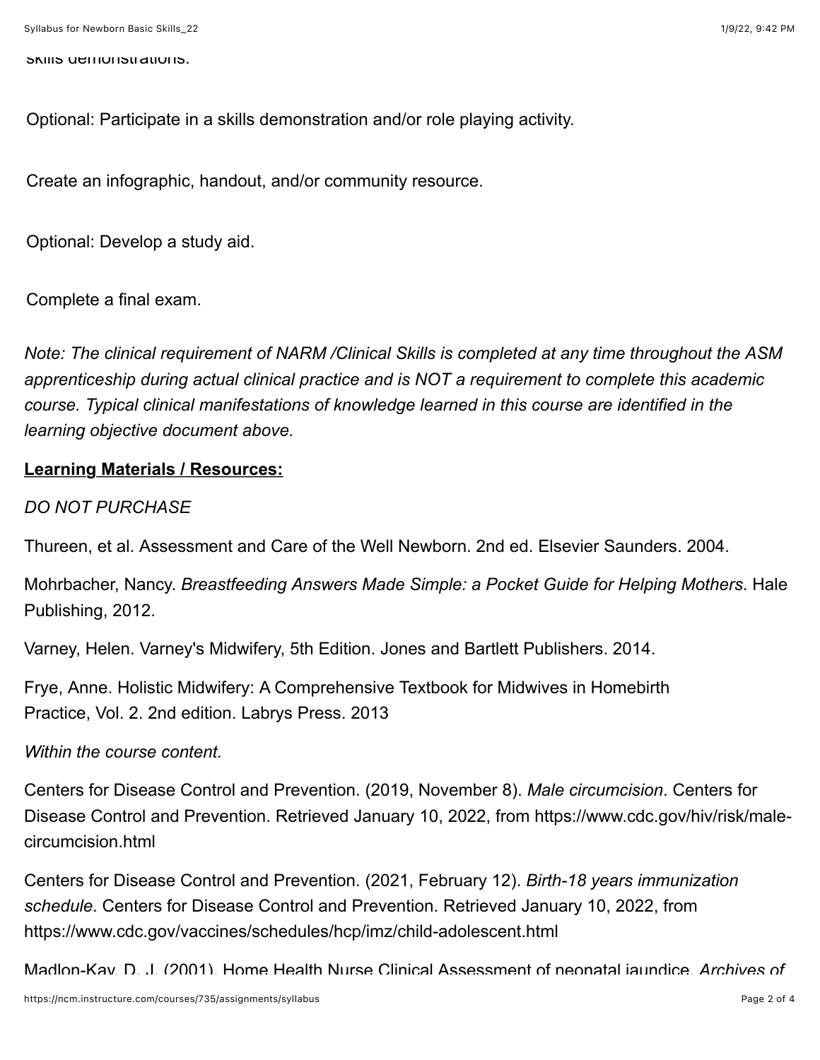skills demonstrations.

Optional: Participate in a skills demonstration and/or role playing activity.

Create an infographic, handout, and/or community resource.

Optional: Develop a study aid.

Complete a final exam.

*Note: The clinical requirement of NARM /Clinical Skills is completed at any time throughout the ASM apprenticeship during actual clinical practice and is NOT a requirement to complete this academic course. Typical clinical manifestations of knowledge learned in this course are identified in the learning objective document above.*

**Learning Materials / Resources:**

*DO NOT PURCHASE*

Thureen, et al. Assessment and Care of the Well Newborn. 2nd ed. Elsevier Saunders. 2004.

Mohrbacher, Nancy. *Breastfeeding Answers Made Simple: a Pocket Guide for Helping Mothers*. Hale Publishing, 2012.

Varney, Helen. Varney's Midwifery, 5th Edition. Jones and Bartlett Publishers. 2014.

Frye, Anne. Holistic Midwifery: A Comprehensive Textbook for Midwives in Homebirth Practice, Vol. 2. 2nd edition. Labrys Press. 2013

*Within the course content.*

Centers for Disease Control and Prevention. (2019, November 8). *Male circumcision*. Centers for Disease Control and Prevention. Retrieved January 10, 2022, from https://www.cdc.gov/hiv/risk/male-circumcision.html

Centers for Disease Control and Prevention. (2021, February 12). *Birth-18 years immunization schedule*. Centers for Disease Control and Prevention. Retrieved January 10, 2022, from https://www.cdc.gov/vaccines/schedules/hcp/imz/child-adolescent.html

Madlon-Kay, D. J. (2001). Home Health Nurse Clinical Assessment of neonatal jaundice. *Archives of*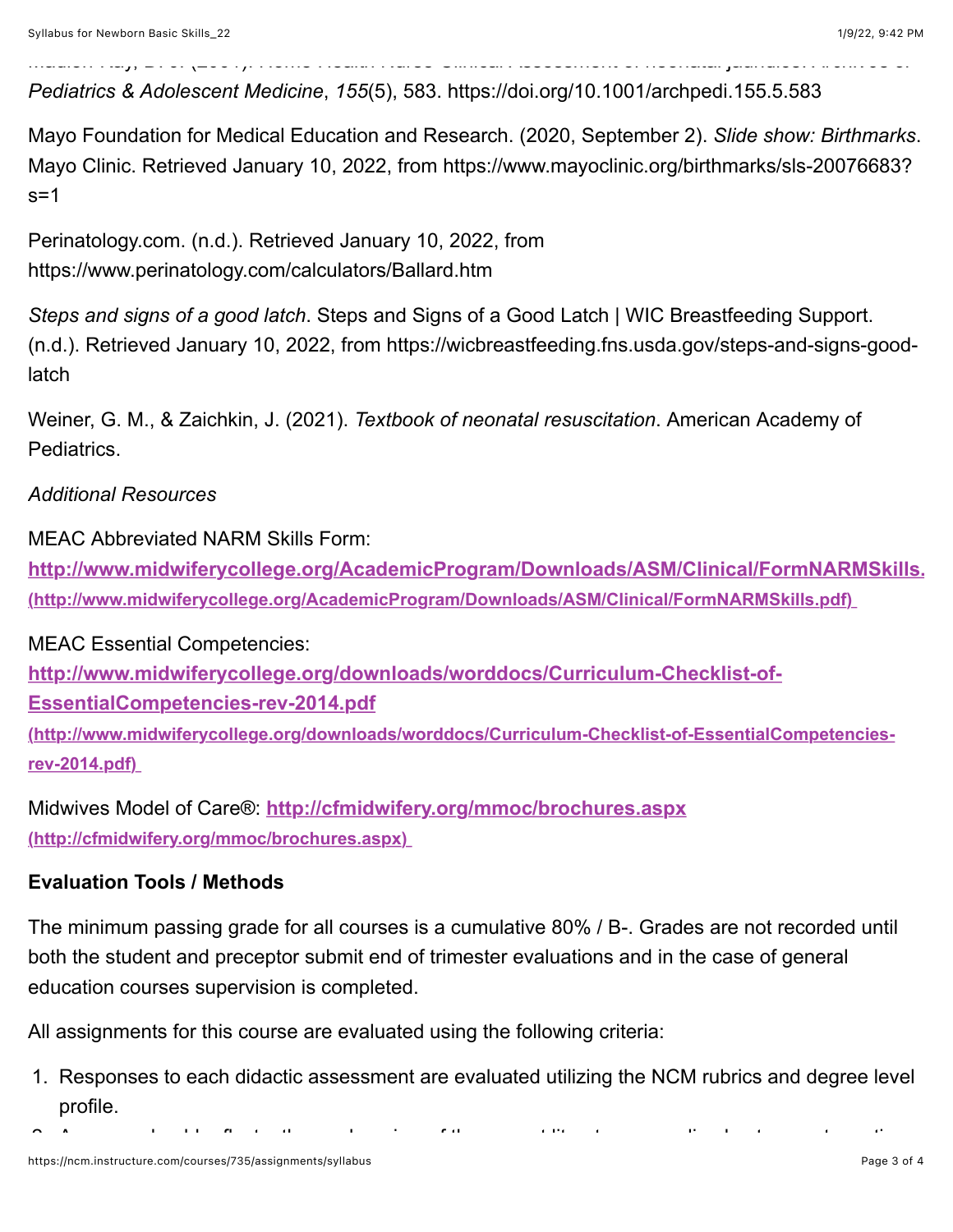Madden Ray, B. J. (2001). Home Health Nurse Clinical Assessment of neonatal jaundice. Archives of *Pediatrics & Adolescent Medicine*, *155*(5), 583. https://doi.org/10.1001/archpedi.155.5.583

Mayo Foundation for Medical Education and Research. (2020, September 2). *Slide show: Birthmarks*. Mayo Clinic. Retrieved January 10, 2022, from https://www.mayoclinic.org/birthmarks/sls-20076683?s=1

Perinatology.com. (n.d.). Retrieved January 10, 2022, from https://www.perinatology.com/calculators/Ballard.htm

*Steps and signs of a good latch*. Steps and Signs of a Good Latch | WIC Breastfeeding Support. (n.d.). Retrieved January 10, 2022, from https://wicbreastfeeding.fns.usda.gov/steps-and-signs-good-latch

Weiner, G. M., & Zaichkin, J. (2021). *Textbook of neonatal resuscitation*. American Academy of Pediatrics.

*Additional Resources*

MEAC Abbreviated NARM Skills Form: **[http://www.midwiferycollege.org/AcademicProgram/Downloads/ASM/Clinical/FormNARMSkills.](http://www.midwiferycollege.org/AcademicProgram/Downloads/ASM/Clinical/FormNARMSkills.pdf)** **(http://www.midwiferycollege.org/AcademicProgram/Downloads/ASM/Clinical/FormNARMSkills.pdf)**

MEAC Essential Competencies: **[http://www.midwiferycollege.org/downloads/worddocs/Curriculum-Checklist-of-EssentialCompetencies-rev-2014.pdf](http://www.midwiferycollege.org/downloads/worddocs/Curriculum-Checklist-of-EssentialCompetencies-rev-2014.pdf)** **(http://www.midwiferycollege.org/downloads/worddocs/Curriculum-Checklist-of-EssentialCompetencies-rev-2014.pdf)**

Midwives Model of Care®: **[http://cfmidwifery.org/mmoc/brochures.aspx](http://cfmidwifery.org/mmoc/brochures.aspx)** **(http://cfmidwifery.org/mmoc/brochures.aspx)**

**Evaluation Tools / Methods**

The minimum passing grade for all courses is a cumulative 80% / B-. Grades are not recorded until both the student and preceptor submit end of trimester evaluations and in the case of general education courses supervision is completed.

All assignments for this course are evaluated using the following criteria:

1. Responses to each didactic assessment are evaluated utilizing the NCM rubrics and degree level profile.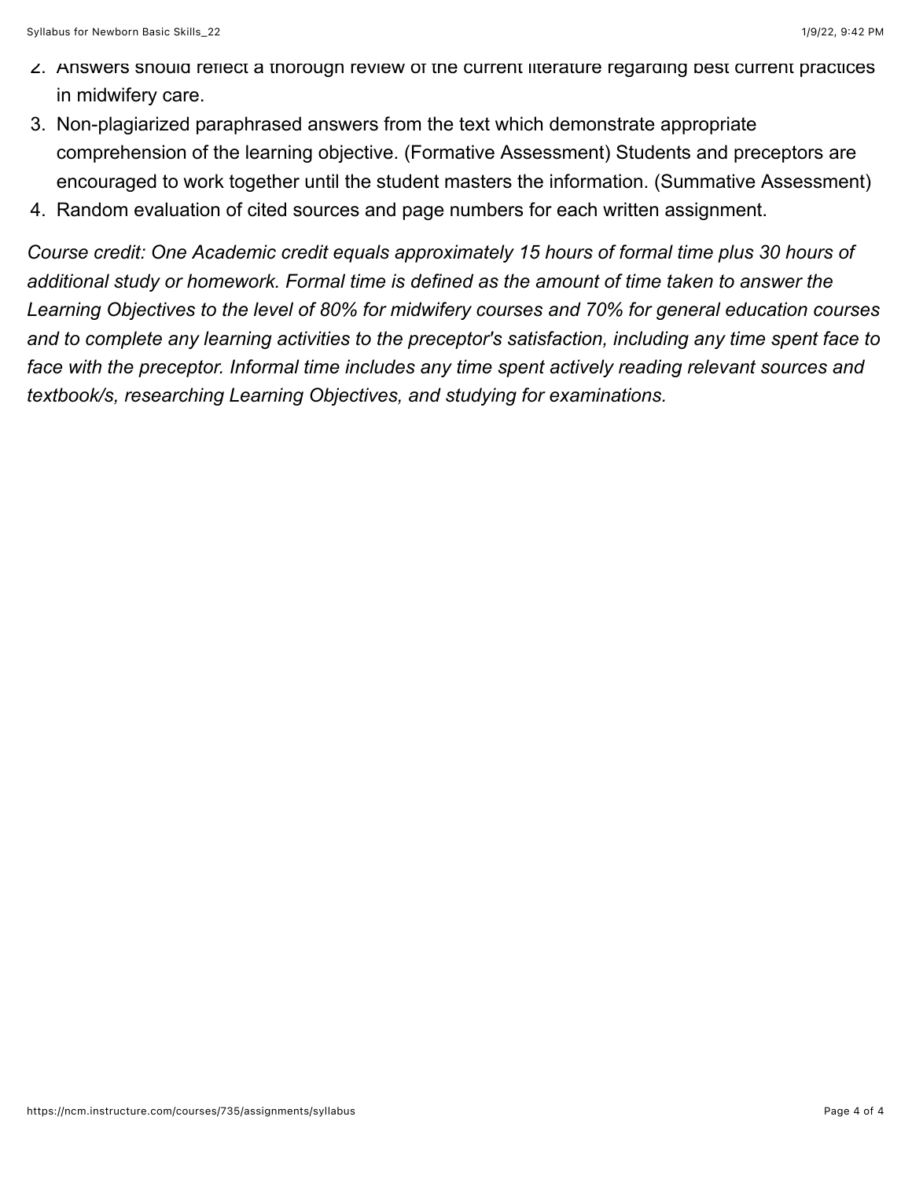2. Answers should reflect a thorough review of the current literature regarding best current practices in midwifery care.
3. Non-plagiarized paraphrased answers from the text which demonstrate appropriate comprehension of the learning objective. (Formative Assessment) Students and preceptors are encouraged to work together until the student masters the information. (Summative Assessment)
4. Random evaluation of cited sources and page numbers for each written assignment.

*Course credit: One Academic credit equals approximately 15 hours of formal time plus 30 hours of additional study or homework. Formal time is defined as the amount of time taken to answer the Learning Objectives to the level of 80% for midwifery courses and 70% for general education courses and to complete any learning activities to the preceptor's satisfaction, including any time spent face to face with the preceptor. Informal time includes any time spent actively reading relevant sources and textbook/s, researching Learning Objectives, and studying for examinations.*